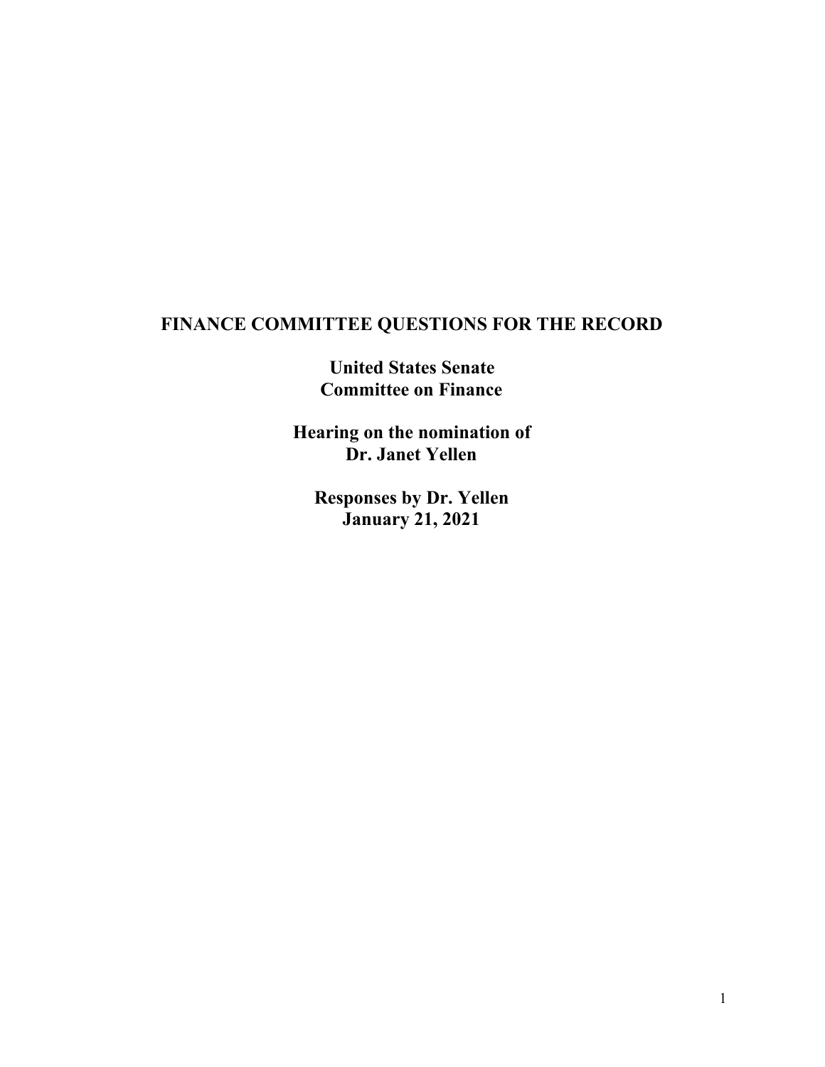# FINANCE COMMITTEE QUESTIONS FOR THE RECORD

**United States Senate**
**Committee on Finance**

**Hearing on the nomination of**
**Dr. Janet Yellen**

**Responses by Dr. Yellen**
**January 21, 2021**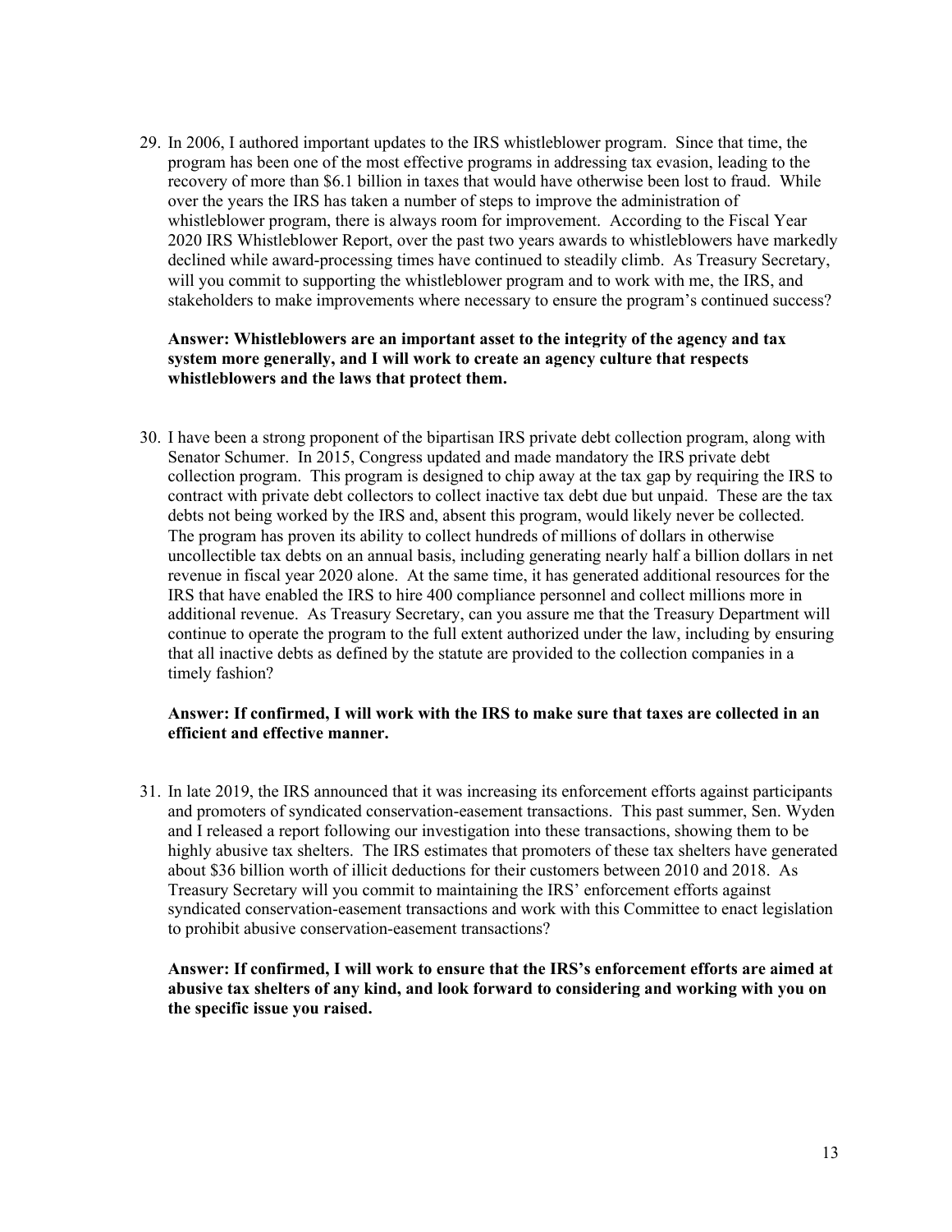29. In 2006, I authored important updates to the IRS whistleblower program. Since that time, the program has been one of the most effective programs in addressing tax evasion, leading to the recovery of more than $6.1 billion in taxes that would have otherwise been lost to fraud. While over the years the IRS has taken a number of steps to improve the administration of whistleblower program, there is always room for improvement. According to the Fiscal Year 2020 IRS Whistleblower Report, over the past two years awards to whistleblowers have markedly declined while award-processing times have continued to steadily climb. As Treasury Secretary, will you commit to supporting the whistleblower program and to work with me, the IRS, and stakeholders to make improvements where necessary to ensure the program's continued success?

    **Answer: Whistleblowers are an important asset to the integrity of the agency and tax system more generally, and I will work to create an agency culture that respects whistleblowers and the laws that protect them.**

30. I have been a strong proponent of the bipartisan IRS private debt collection program, along with Senator Schumer. In 2015, Congress updated and made mandatory the IRS private debt collection program. This program is designed to chip away at the tax gap by requiring the IRS to contract with private debt collectors to collect inactive tax debt due but unpaid. These are the tax debts not being worked by the IRS and, absent this program, would likely never be collected. The program has proven its ability to collect hundreds of millions of dollars in otherwise uncollectible tax debts on an annual basis, including generating nearly half a billion dollars in net revenue in fiscal year 2020 alone. At the same time, it has generated additional resources for the IRS that have enabled the IRS to hire 400 compliance personnel and collect millions more in additional revenue. As Treasury Secretary, can you assure me that the Treasury Department will continue to operate the program to the full extent authorized under the law, including by ensuring that all inactive debts as defined by the statute are provided to the collection companies in a timely fashion?

    **Answer: If confirmed, I will work with the IRS to make sure that taxes are collected in an efficient and effective manner.**

31. In late 2019, the IRS announced that it was increasing its enforcement efforts against participants and promoters of syndicated conservation-easement transactions. This past summer, Sen. Wyden and I released a report following our investigation into these transactions, showing them to be highly abusive tax shelters. The IRS estimates that promoters of these tax shelters have generated about $36 billion worth of illicit deductions for their customers between 2010 and 2018. As Treasury Secretary will you commit to maintaining the IRS' enforcement efforts against syndicated conservation-easement transactions and work with this Committee to enact legislation to prohibit abusive conservation-easement transactions?

    **Answer: If confirmed, I will work to ensure that the IRS's enforcement efforts are aimed at abusive tax shelters of any kind, and look forward to considering and working with you on the specific issue you raised.**